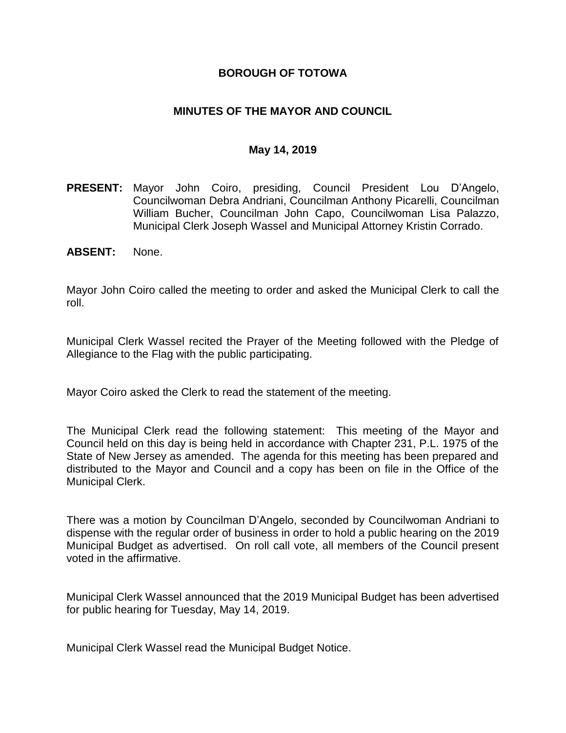# BOROUGH OF TOTOWA

## MINUTES OF THE MAYOR AND COUNCIL

### May 14, 2019

**PRESENT:** Mayor John Coiro, presiding, Council President Lou D'Angelo, Councilwoman Debra Andriani, Councilman Anthony Picarelli, Councilman William Bucher, Councilman John Capo, Councilwoman Lisa Palazzo, Municipal Clerk Joseph Wassel and Municipal Attorney Kristin Corrado.

**ABSENT:** None.

Mayor John Coiro called the meeting to order and asked the Municipal Clerk to call the roll.

Municipal Clerk Wassel recited the Prayer of the Meeting followed with the Pledge of Allegiance to the Flag with the public participating.

Mayor Coiro asked the Clerk to read the statement of the meeting.

The Municipal Clerk read the following statement: This meeting of the Mayor and Council held on this day is being held in accordance with Chapter 231, P.L. 1975 of the State of New Jersey as amended. The agenda for this meeting has been prepared and distributed to the Mayor and Council and a copy has been on file in the Office of the Municipal Clerk.

There was a motion by Councilman D'Angelo, seconded by Councilwoman Andriani to dispense with the regular order of business in order to hold a public hearing on the 2019 Municipal Budget as advertised. On roll call vote, all members of the Council present voted in the affirmative.

Municipal Clerk Wassel announced that the 2019 Municipal Budget has been advertised for public hearing for Tuesday, May 14, 2019.

Municipal Clerk Wassel read the Municipal Budget Notice.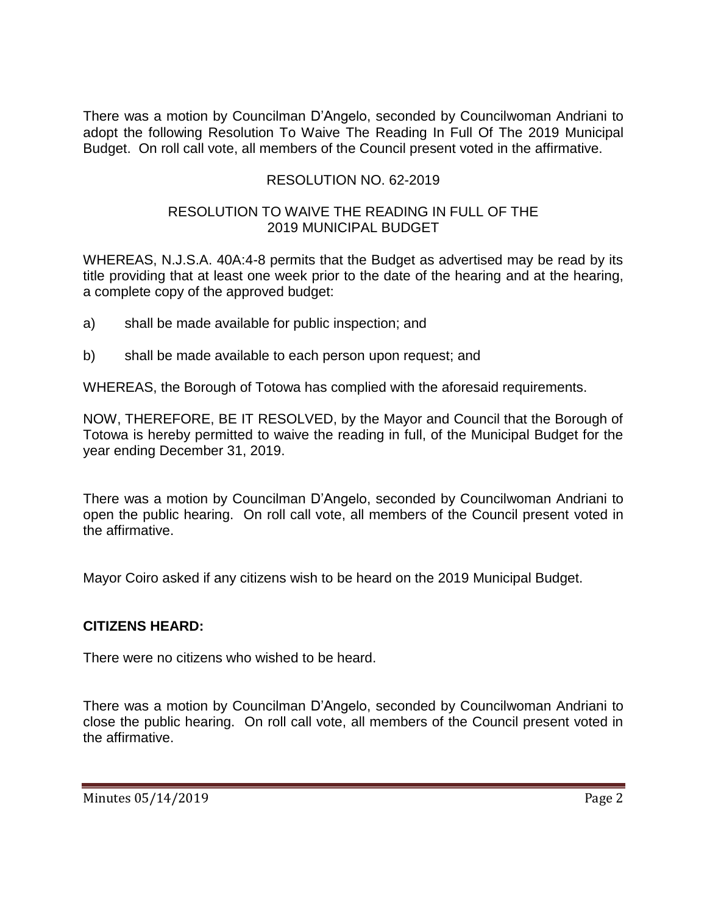There was a motion by Councilman D'Angelo, seconded by Councilwoman Andriani to adopt the following Resolution To Waive The Reading In Full Of The 2019 Municipal Budget. On roll call vote, all members of the Council present voted in the affirmative.

RESOLUTION NO. 62-2019

RESOLUTION TO WAIVE THE READING IN FULL OF THE 2019 MUNICIPAL BUDGET

WHEREAS, N.J.S.A. 40A:4-8 permits that the Budget as advertised may be read by its title providing that at least one week prior to the date of the hearing and at the hearing, a complete copy of the approved budget:

a) shall be made available for public inspection; and

b) shall be made available to each person upon request; and

WHEREAS, the Borough of Totowa has complied with the aforesaid requirements.

NOW, THEREFORE, BE IT RESOLVED, by the Mayor and Council that the Borough of Totowa is hereby permitted to waive the reading in full, of the Municipal Budget for the year ending December 31, 2019.

There was a motion by Councilman D'Angelo, seconded by Councilwoman Andriani to open the public hearing. On roll call vote, all members of the Council present voted in the affirmative.

Mayor Coiro asked if any citizens wish to be heard on the 2019 Municipal Budget.

**CITIZENS HEARD:**

There were no citizens who wished to be heard.

There was a motion by Councilman D'Angelo, seconded by Councilwoman Andriani to close the public hearing. On roll call vote, all members of the Council present voted in the affirmative.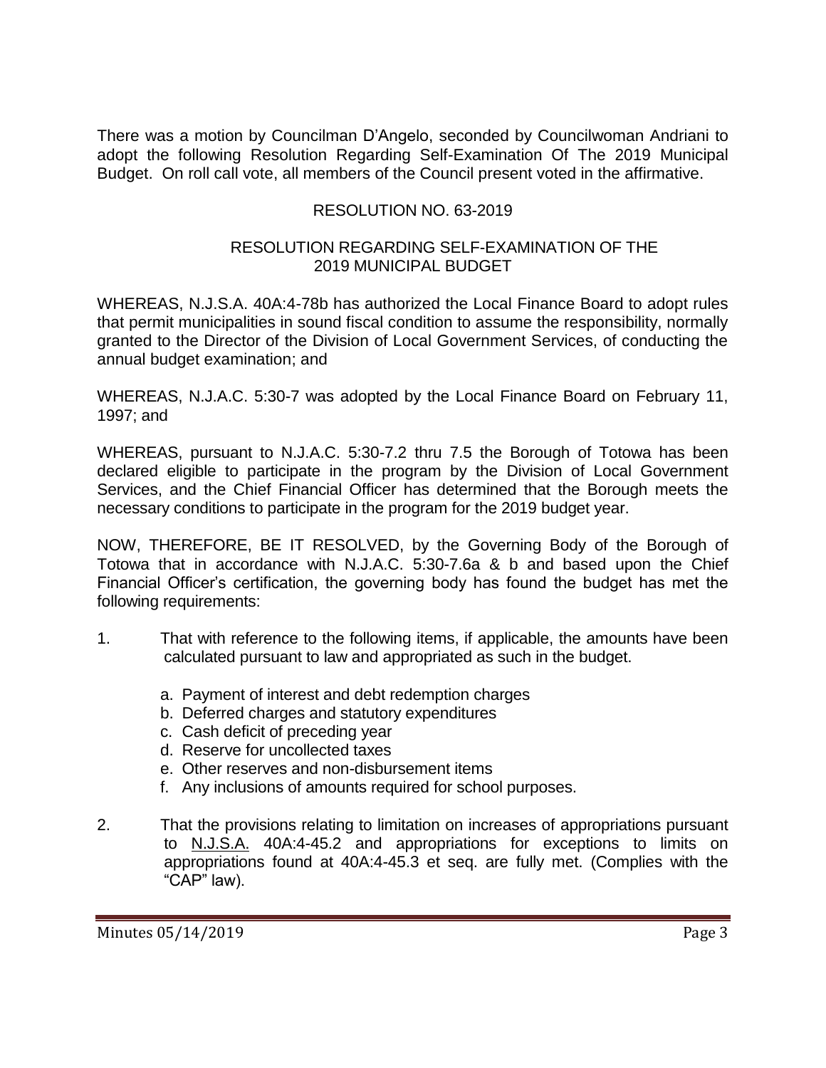There was a motion by Councilman D'Angelo, seconded by Councilwoman Andriani to adopt the following Resolution Regarding Self-Examination Of The 2019 Municipal Budget. On roll call vote, all members of the Council present voted in the affirmative.

RESOLUTION NO. 63-2019

RESOLUTION REGARDING SELF-EXAMINATION OF THE 2019 MUNICIPAL BUDGET

WHEREAS, N.J.S.A. 40A:4-78b has authorized the Local Finance Board to adopt rules that permit municipalities in sound fiscal condition to assume the responsibility, normally granted to the Director of the Division of Local Government Services, of conducting the annual budget examination; and

WHEREAS, N.J.A.C. 5:30-7 was adopted by the Local Finance Board on February 11, 1997; and

WHEREAS, pursuant to N.J.A.C. 5:30-7.2 thru 7.5 the Borough of Totowa has been declared eligible to participate in the program by the Division of Local Government Services, and the Chief Financial Officer has determined that the Borough meets the necessary conditions to participate in the program for the 2019 budget year.

NOW, THEREFORE, BE IT RESOLVED, by the Governing Body of the Borough of Totowa that in accordance with N.J.A.C. 5:30-7.6a & b and based upon the Chief Financial Officer's certification, the governing body has found the budget has met the following requirements:

1. That with reference to the following items, if applicable, the amounts have been calculated pursuant to law and appropriated as such in the budget.

    a. Payment of interest and debt redemption charges
    b. Deferred charges and statutory expenditures
    c. Cash deficit of preceding year
    d. Reserve for uncollected taxes
    e. Other reserves and non-disbursement items
    f. Any inclusions of amounts required for school purposes.

2. That the provisions relating to limitation on increases of appropriations pursuant to N.J.S.A. 40A:4-45.2 and appropriations for exceptions to limits on appropriations found at 40A:4-45.3 et seq. are fully met. (Complies with the "CAP" law).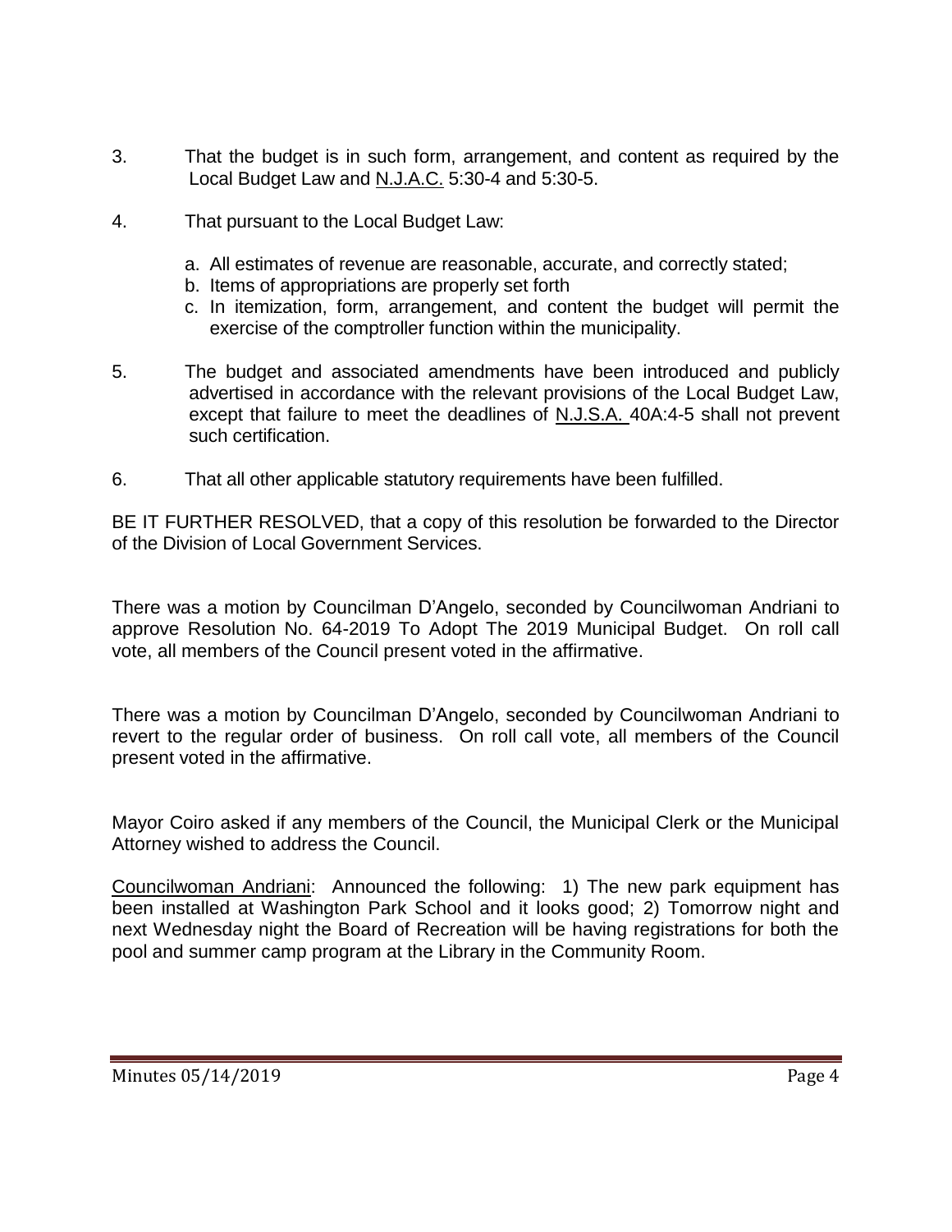3. That the budget is in such form, arrangement, and content as required by the Local Budget Law and N.J.A.C. 5:30-4 and 5:30-5.

4. That pursuant to the Local Budget Law:

   a. All estimates of revenue are reasonable, accurate, and correctly stated;
   b. Items of appropriations are properly set forth
   c. In itemization, form, arrangement, and content the budget will permit the exercise of the comptroller function within the municipality.

5. The budget and associated amendments have been introduced and publicly advertised in accordance with the relevant provisions of the Local Budget Law, except that failure to meet the deadlines of N.J.S.A. 40A:4-5 shall not prevent such certification.

6. That all other applicable statutory requirements have been fulfilled.

BE IT FURTHER RESOLVED, that a copy of this resolution be forwarded to the Director of the Division of Local Government Services.

There was a motion by Councilman D'Angelo, seconded by Councilwoman Andriani to approve Resolution No. 64-2019 To Adopt The 2019 Municipal Budget. On roll call vote, all members of the Council present voted in the affirmative.

There was a motion by Councilman D'Angelo, seconded by Councilwoman Andriani to revert to the regular order of business. On roll call vote, all members of the Council present voted in the affirmative.

Mayor Coiro asked if any members of the Council, the Municipal Clerk or the Municipal Attorney wished to address the Council.

Councilwoman Andriani: Announced the following: 1) The new park equipment has been installed at Washington Park School and it looks good; 2) Tomorrow night and next Wednesday night the Board of Recreation will be having registrations for both the pool and summer camp program at the Library in the Community Room.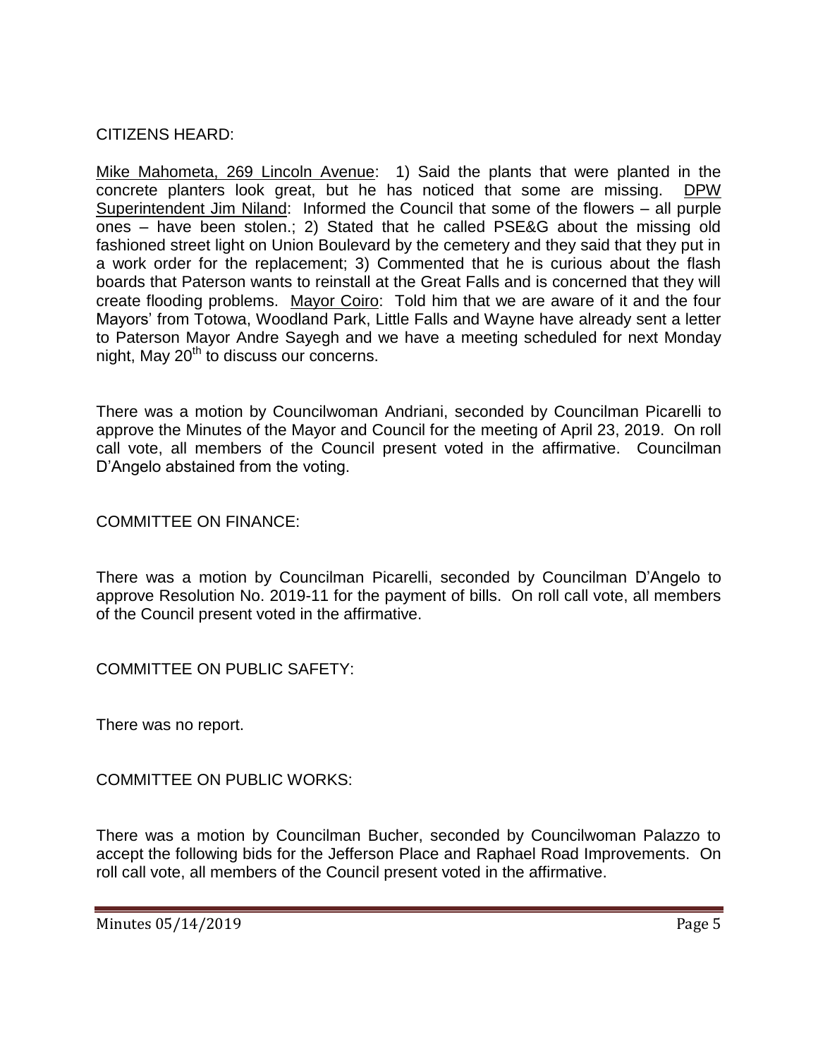CITIZENS HEARD:

Mike Mahometa, 269 Lincoln Avenue: 1) Said the plants that were planted in the concrete planters look great, but he has noticed that some are missing. DPW Superintendent Jim Niland: Informed the Council that some of the flowers – all purple ones – have been stolen.; 2) Stated that he called PSE&G about the missing old fashioned street light on Union Boulevard by the cemetery and they said that they put in a work order for the replacement; 3) Commented that he is curious about the flash boards that Paterson wants to reinstall at the Great Falls and is concerned that they will create flooding problems. Mayor Coiro: Told him that we are aware of it and the four Mayors' from Totowa, Woodland Park, Little Falls and Wayne have already sent a letter to Paterson Mayor Andre Sayegh and we have a meeting scheduled for next Monday night, May 20th to discuss our concerns.

There was a motion by Councilwoman Andriani, seconded by Councilman Picarelli to approve the Minutes of the Mayor and Council for the meeting of April 23, 2019. On roll call vote, all members of the Council present voted in the affirmative. Councilman D'Angelo abstained from the voting.

COMMITTEE ON FINANCE:

There was a motion by Councilman Picarelli, seconded by Councilman D'Angelo to approve Resolution No. 2019-11 for the payment of bills. On roll call vote, all members of the Council present voted in the affirmative.

COMMITTEE ON PUBLIC SAFETY:

There was no report.

COMMITTEE ON PUBLIC WORKS:

There was a motion by Councilman Bucher, seconded by Councilwoman Palazzo to accept the following bids for the Jefferson Place and Raphael Road Improvements. On roll call vote, all members of the Council present voted in the affirmative.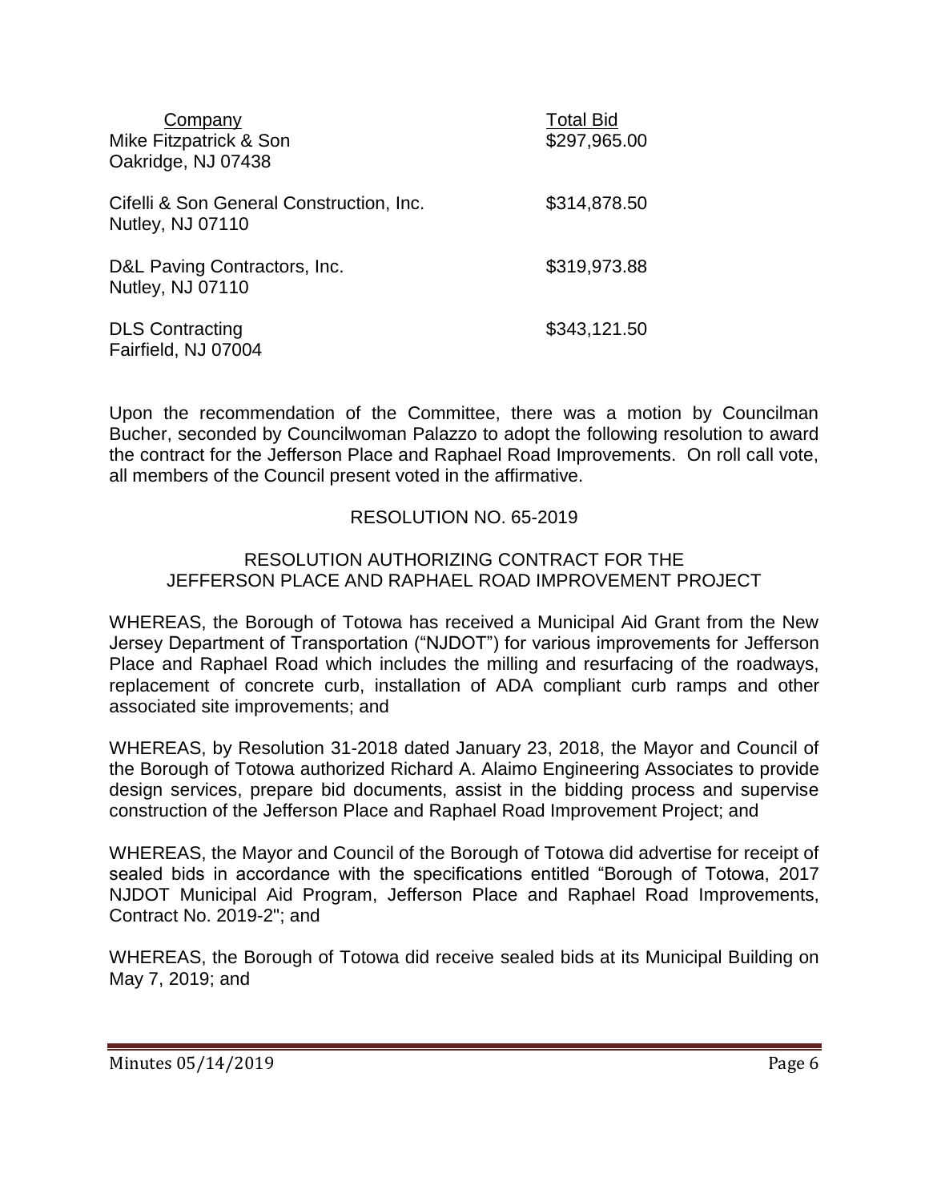| Company | Total Bid |
|---|---|
| Mike Fitzpatrick & Son<br>Oakridge, NJ 07438 | $297,965.00 |
| Cifelli & Son General Construction, Inc.<br>Nutley, NJ 07110 | $314,878.50 |
| D&L Paving Contractors, Inc.<br>Nutley, NJ 07110 | $319,973.88 |
| DLS Contracting<br>Fairfield, NJ 07004 | $343,121.50 |

Upon the recommendation of the Committee, there was a motion by Councilman Bucher, seconded by Councilwoman Palazzo to adopt the following resolution to award the contract for the Jefferson Place and Raphael Road Improvements. On roll call vote, all members of the Council present voted in the affirmative.

RESOLUTION NO. 65-2019

RESOLUTION AUTHORIZING CONTRACT FOR THE JEFFERSON PLACE AND RAPHAEL ROAD IMPROVEMENT PROJECT

WHEREAS, the Borough of Totowa has received a Municipal Aid Grant from the New Jersey Department of Transportation ("NJDOT") for various improvements for Jefferson Place and Raphael Road which includes the milling and resurfacing of the roadways, replacement of concrete curb, installation of ADA compliant curb ramps and other associated site improvements; and

WHEREAS, by Resolution 31-2018 dated January 23, 2018, the Mayor and Council of the Borough of Totowa authorized Richard A. Alaimo Engineering Associates to provide design services, prepare bid documents, assist in the bidding process and supervise construction of the Jefferson Place and Raphael Road Improvement Project; and

WHEREAS, the Mayor and Council of the Borough of Totowa did advertise for receipt of sealed bids in accordance with the specifications entitled "Borough of Totowa, 2017 NJDOT Municipal Aid Program, Jefferson Place and Raphael Road Improvements, Contract No. 2019-2"; and

WHEREAS, the Borough of Totowa did receive sealed bids at its Municipal Building on May 7, 2019; and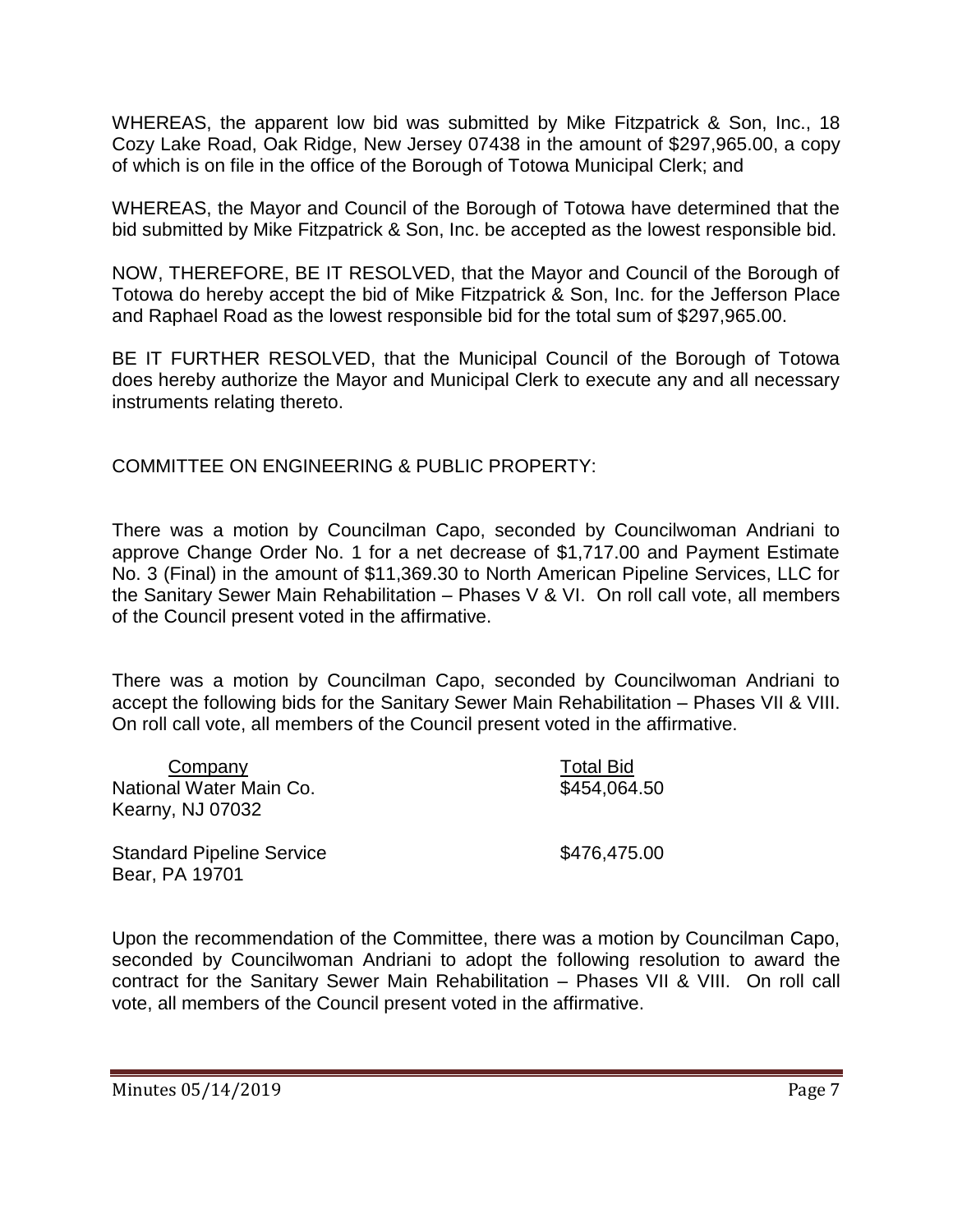WHEREAS, the apparent low bid was submitted by Mike Fitzpatrick & Son, Inc., 18 Cozy Lake Road, Oak Ridge, New Jersey 07438 in the amount of $297,965.00, a copy of which is on file in the office of the Borough of Totowa Municipal Clerk; and

WHEREAS, the Mayor and Council of the Borough of Totowa have determined that the bid submitted by Mike Fitzpatrick & Son, Inc. be accepted as the lowest responsible bid.

NOW, THEREFORE, BE IT RESOLVED, that the Mayor and Council of the Borough of Totowa do hereby accept the bid of Mike Fitzpatrick & Son, Inc. for the Jefferson Place and Raphael Road as the lowest responsible bid for the total sum of $297,965.00.

BE IT FURTHER RESOLVED, that the Municipal Council of the Borough of Totowa does hereby authorize the Mayor and Municipal Clerk to execute any and all necessary instruments relating thereto.

COMMITTEE ON ENGINEERING & PUBLIC PROPERTY:

There was a motion by Councilman Capo, seconded by Councilwoman Andriani to approve Change Order No. 1 for a net decrease of $1,717.00 and Payment Estimate No. 3 (Final) in the amount of $11,369.30 to North American Pipeline Services, LLC for the Sanitary Sewer Main Rehabilitation – Phases V & VI. On roll call vote, all members of the Council present voted in the affirmative.

There was a motion by Councilman Capo, seconded by Councilwoman Andriani to accept the following bids for the Sanitary Sewer Main Rehabilitation – Phases VII & VIII. On roll call vote, all members of the Council present voted in the affirmative.

| Company | Total Bid |
|---|---|
| National Water Main Co.<br>Kearny, NJ 07032 | $454,064.50 |
| Standard Pipeline Service<br>Bear, PA 19701 | $476,475.00 |

Upon the recommendation of the Committee, there was a motion by Councilman Capo, seconded by Councilwoman Andriani to adopt the following resolution to award the contract for the Sanitary Sewer Main Rehabilitation – Phases VII & VIII. On roll call vote, all members of the Council present voted in the affirmative.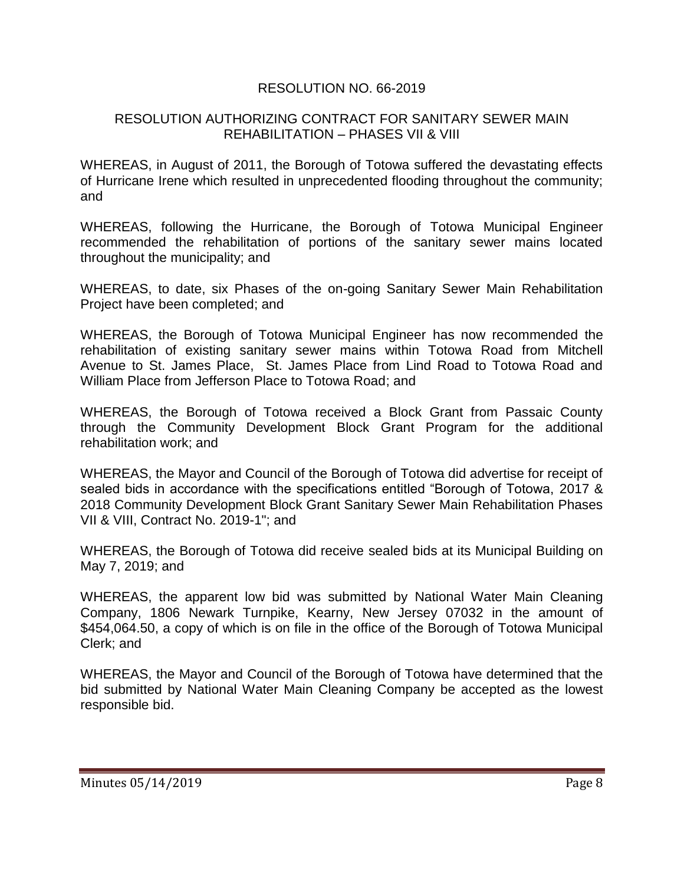## RESOLUTION NO. 66-2019

### RESOLUTION AUTHORIZING CONTRACT FOR SANITARY SEWER MAIN REHABILITATION – PHASES VII & VIII

WHEREAS, in August of 2011, the Borough of Totowa suffered the devastating effects of Hurricane Irene which resulted in unprecedented flooding throughout the community; and

WHEREAS, following the Hurricane, the Borough of Totowa Municipal Engineer recommended the rehabilitation of portions of the sanitary sewer mains located throughout the municipality; and

WHEREAS, to date, six Phases of the on-going Sanitary Sewer Main Rehabilitation Project have been completed; and

WHEREAS, the Borough of Totowa Municipal Engineer has now recommended the rehabilitation of existing sanitary sewer mains within Totowa Road from Mitchell Avenue to St. James Place, St. James Place from Lind Road to Totowa Road and William Place from Jefferson Place to Totowa Road; and

WHEREAS, the Borough of Totowa received a Block Grant from Passaic County through the Community Development Block Grant Program for the additional rehabilitation work; and

WHEREAS, the Mayor and Council of the Borough of Totowa did advertise for receipt of sealed bids in accordance with the specifications entitled "Borough of Totowa, 2017 & 2018 Community Development Block Grant Sanitary Sewer Main Rehabilitation Phases VII & VIII, Contract No. 2019-1"; and

WHEREAS, the Borough of Totowa did receive sealed bids at its Municipal Building on May 7, 2019; and

WHEREAS, the apparent low bid was submitted by National Water Main Cleaning Company, 1806 Newark Turnpike, Kearny, New Jersey 07032 in the amount of $454,064.50, a copy of which is on file in the office of the Borough of Totowa Municipal Clerk; and

WHEREAS, the Mayor and Council of the Borough of Totowa have determined that the bid submitted by National Water Main Cleaning Company be accepted as the lowest responsible bid.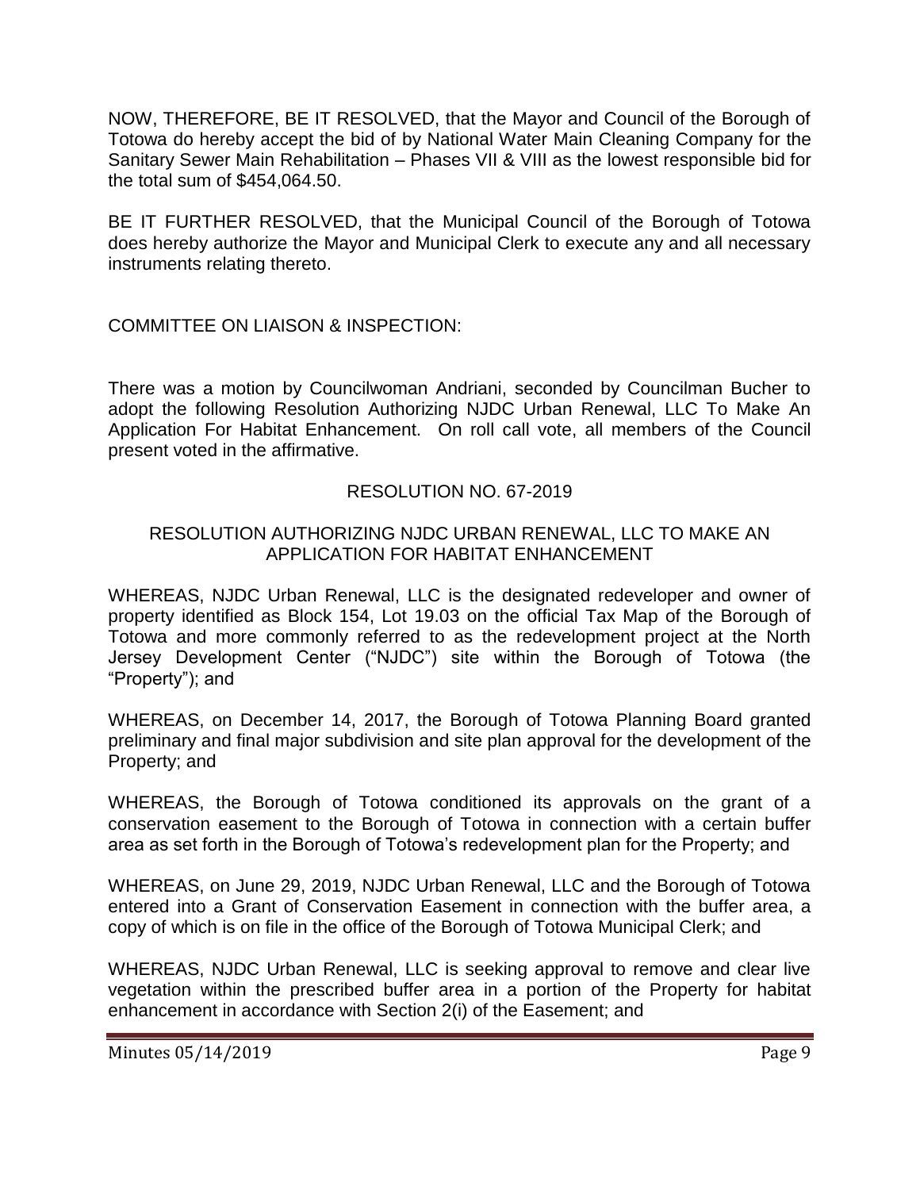NOW, THEREFORE, BE IT RESOLVED, that the Mayor and Council of the Borough of Totowa do hereby accept the bid of by National Water Main Cleaning Company for the Sanitary Sewer Main Rehabilitation – Phases VII & VIII as the lowest responsible bid for the total sum of $454,064.50.

BE IT FURTHER RESOLVED, that the Municipal Council of the Borough of Totowa does hereby authorize the Mayor and Municipal Clerk to execute any and all necessary instruments relating thereto.

COMMITTEE ON LIAISON & INSPECTION:

There was a motion by Councilwoman Andriani, seconded by Councilman Bucher to adopt the following Resolution Authorizing NJDC Urban Renewal, LLC To Make An Application For Habitat Enhancement. On roll call vote, all members of the Council present voted in the affirmative.

RESOLUTION NO. 67-2019

RESOLUTION AUTHORIZING NJDC URBAN RENEWAL, LLC TO MAKE AN APPLICATION FOR HABITAT ENHANCEMENT

WHEREAS, NJDC Urban Renewal, LLC is the designated redeveloper and owner of property identified as Block 154, Lot 19.03 on the official Tax Map of the Borough of Totowa and more commonly referred to as the redevelopment project at the North Jersey Development Center ("NJDC") site within the Borough of Totowa (the "Property"); and

WHEREAS, on December 14, 2017, the Borough of Totowa Planning Board granted preliminary and final major subdivision and site plan approval for the development of the Property; and

WHEREAS, the Borough of Totowa conditioned its approvals on the grant of a conservation easement to the Borough of Totowa in connection with a certain buffer area as set forth in the Borough of Totowa's redevelopment plan for the Property; and

WHEREAS, on June 29, 2019, NJDC Urban Renewal, LLC and the Borough of Totowa entered into a Grant of Conservation Easement in connection with the buffer area, a copy of which is on file in the office of the Borough of Totowa Municipal Clerk; and

WHEREAS, NJDC Urban Renewal, LLC is seeking approval to remove and clear live vegetation within the prescribed buffer area in a portion of the Property for habitat enhancement in accordance with Section 2(i) of the Easement; and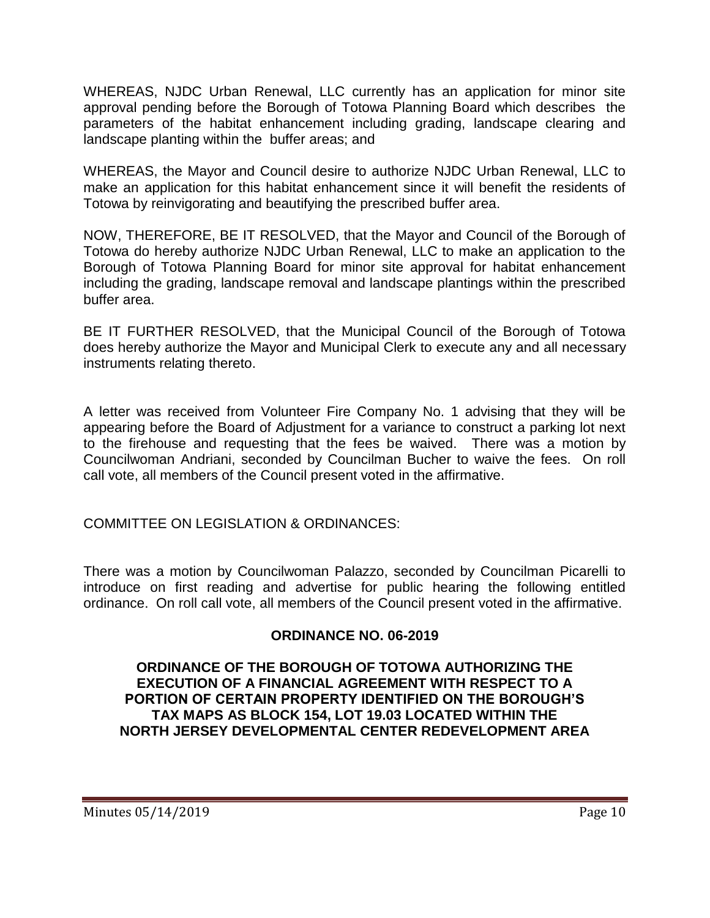WHEREAS, NJDC Urban Renewal, LLC currently has an application for minor site approval pending before the Borough of Totowa Planning Board which describes the parameters of the habitat enhancement including grading, landscape clearing and landscape planting within the buffer areas; and

WHEREAS, the Mayor and Council desire to authorize NJDC Urban Renewal, LLC to make an application for this habitat enhancement since it will benefit the residents of Totowa by reinvigorating and beautifying the prescribed buffer area.

NOW, THEREFORE, BE IT RESOLVED, that the Mayor and Council of the Borough of Totowa do hereby authorize NJDC Urban Renewal, LLC to make an application to the Borough of Totowa Planning Board for minor site approval for habitat enhancement including the grading, landscape removal and landscape plantings within the prescribed buffer area.

BE IT FURTHER RESOLVED, that the Municipal Council of the Borough of Totowa does hereby authorize the Mayor and Municipal Clerk to execute any and all necessary instruments relating thereto.

A letter was received from Volunteer Fire Company No. 1 advising that they will be appearing before the Board of Adjustment for a variance to construct a parking lot next to the firehouse and requesting that the fees be waived. There was a motion by Councilwoman Andriani, seconded by Councilman Bucher to waive the fees. On roll call vote, all members of the Council present voted in the affirmative.

COMMITTEE ON LEGISLATION & ORDINANCES:

There was a motion by Councilwoman Palazzo, seconded by Councilman Picarelli to introduce on first reading and advertise for public hearing the following entitled ordinance. On roll call vote, all members of the Council present voted in the affirmative.

**ORDINANCE NO. 06-2019**

**ORDINANCE OF THE BOROUGH OF TOTOWA AUTHORIZING THE EXECUTION OF A FINANCIAL AGREEMENT WITH RESPECT TO A PORTION OF CERTAIN PROPERTY IDENTIFIED ON THE BOROUGH'S TAX MAPS AS BLOCK 154, LOT 19.03 LOCATED WITHIN THE NORTH JERSEY DEVELOPMENTAL CENTER REDEVELOPMENT AREA**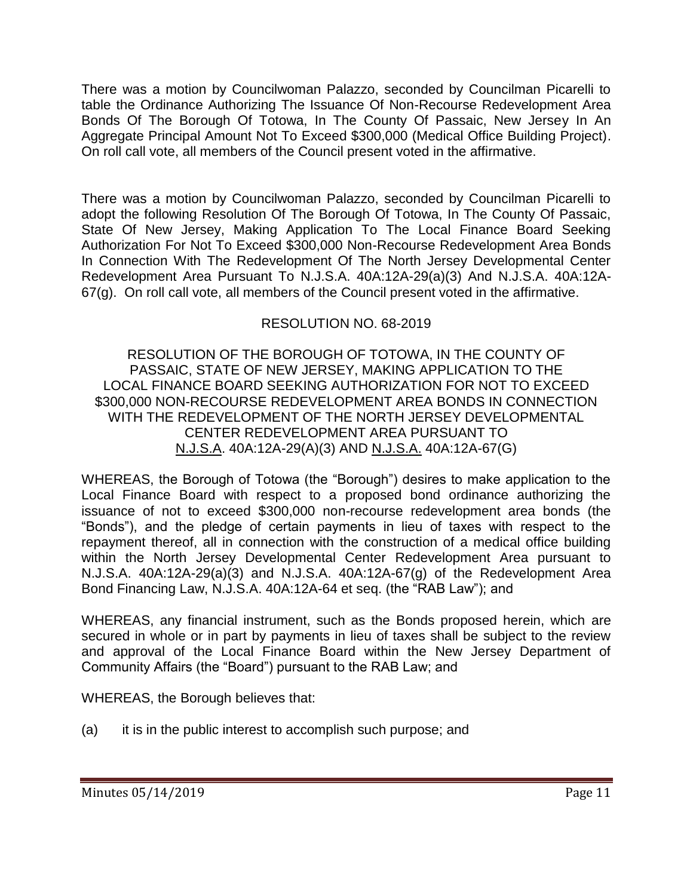There was a motion by Councilwoman Palazzo, seconded by Councilman Picarelli to table the Ordinance Authorizing The Issuance Of Non-Recourse Redevelopment Area Bonds Of The Borough Of Totowa, In The County Of Passaic, New Jersey In An Aggregate Principal Amount Not To Exceed $300,000 (Medical Office Building Project). On roll call vote, all members of the Council present voted in the affirmative.

There was a motion by Councilwoman Palazzo, seconded by Councilman Picarelli to adopt the following Resolution Of The Borough Of Totowa, In The County Of Passaic, State Of New Jersey, Making Application To The Local Finance Board Seeking Authorization For Not To Exceed $300,000 Non-Recourse Redevelopment Area Bonds In Connection With The Redevelopment Of The North Jersey Developmental Center Redevelopment Area Pursuant To N.J.S.A. 40A:12A-29(a)(3) And N.J.S.A. 40A:12A-67(g). On roll call vote, all members of the Council present voted in the affirmative.

RESOLUTION NO. 68-2019

RESOLUTION OF THE BOROUGH OF TOTOWA, IN THE COUNTY OF PASSAIC, STATE OF NEW JERSEY, MAKING APPLICATION TO THE LOCAL FINANCE BOARD SEEKING AUTHORIZATION FOR NOT TO EXCEED $300,000 NON-RECOURSE REDEVELOPMENT AREA BONDS IN CONNECTION WITH THE REDEVELOPMENT OF THE NORTH JERSEY DEVELOPMENTAL CENTER REDEVELOPMENT AREA PURSUANT TO N.J.S.A. 40A:12A-29(A)(3) AND N.J.S.A. 40A:12A-67(G)

WHEREAS, the Borough of Totowa (the "Borough") desires to make application to the Local Finance Board with respect to a proposed bond ordinance authorizing the issuance of not to exceed $300,000 non-recourse redevelopment area bonds (the "Bonds"), and the pledge of certain payments in lieu of taxes with respect to the repayment thereof, all in connection with the construction of a medical office building within the North Jersey Developmental Center Redevelopment Area pursuant to N.J.S.A. 40A:12A-29(a)(3) and N.J.S.A. 40A:12A-67(g) of the Redevelopment Area Bond Financing Law, N.J.S.A. 40A:12A-64 et seq. (the "RAB Law"); and

WHEREAS, any financial instrument, such as the Bonds proposed herein, which are secured in whole or in part by payments in lieu of taxes shall be subject to the review and approval of the Local Finance Board within the New Jersey Department of Community Affairs (the "Board") pursuant to the RAB Law; and

WHEREAS, the Borough believes that:

(a) it is in the public interest to accomplish such purpose; and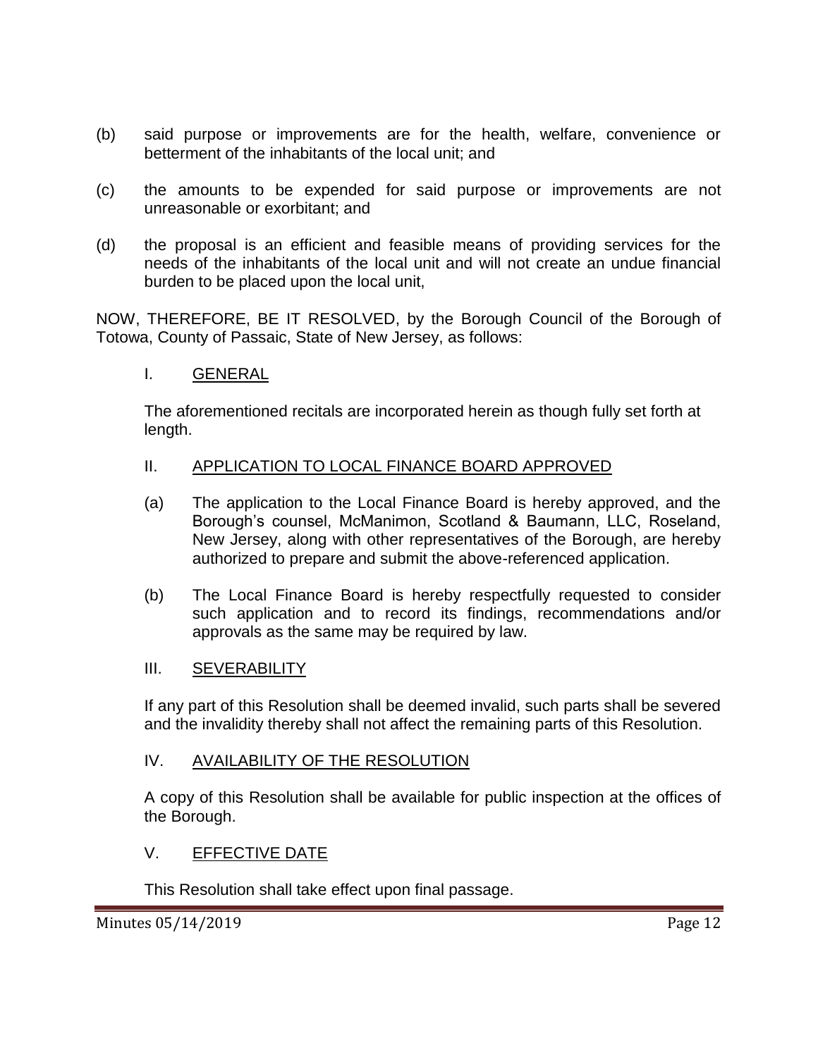(b) said purpose or improvements are for the health, welfare, convenience or betterment of the inhabitants of the local unit; and

(c) the amounts to be expended for said purpose or improvements are not unreasonable or exorbitant; and

(d) the proposal is an efficient and feasible means of providing services for the needs of the inhabitants of the local unit and will not create an undue financial burden to be placed upon the local unit,

NOW, THEREFORE, BE IT RESOLVED, by the Borough Council of the Borough of Totowa, County of Passaic, State of New Jersey, as follows:

I. GENERAL

The aforementioned recitals are incorporated herein as though fully set forth at length.

II. APPLICATION TO LOCAL FINANCE BOARD APPROVED

(a) The application to the Local Finance Board is hereby approved, and the Borough's counsel, McManimon, Scotland & Baumann, LLC, Roseland, New Jersey, along with other representatives of the Borough, are hereby authorized to prepare and submit the above-referenced application.

(b) The Local Finance Board is hereby respectfully requested to consider such application and to record its findings, recommendations and/or approvals as the same may be required by law.

III. SEVERABILITY

If any part of this Resolution shall be deemed invalid, such parts shall be severed and the invalidity thereby shall not affect the remaining parts of this Resolution.

IV. AVAILABILITY OF THE RESOLUTION

A copy of this Resolution shall be available for public inspection at the offices of the Borough.

V. EFFECTIVE DATE

This Resolution shall take effect upon final passage.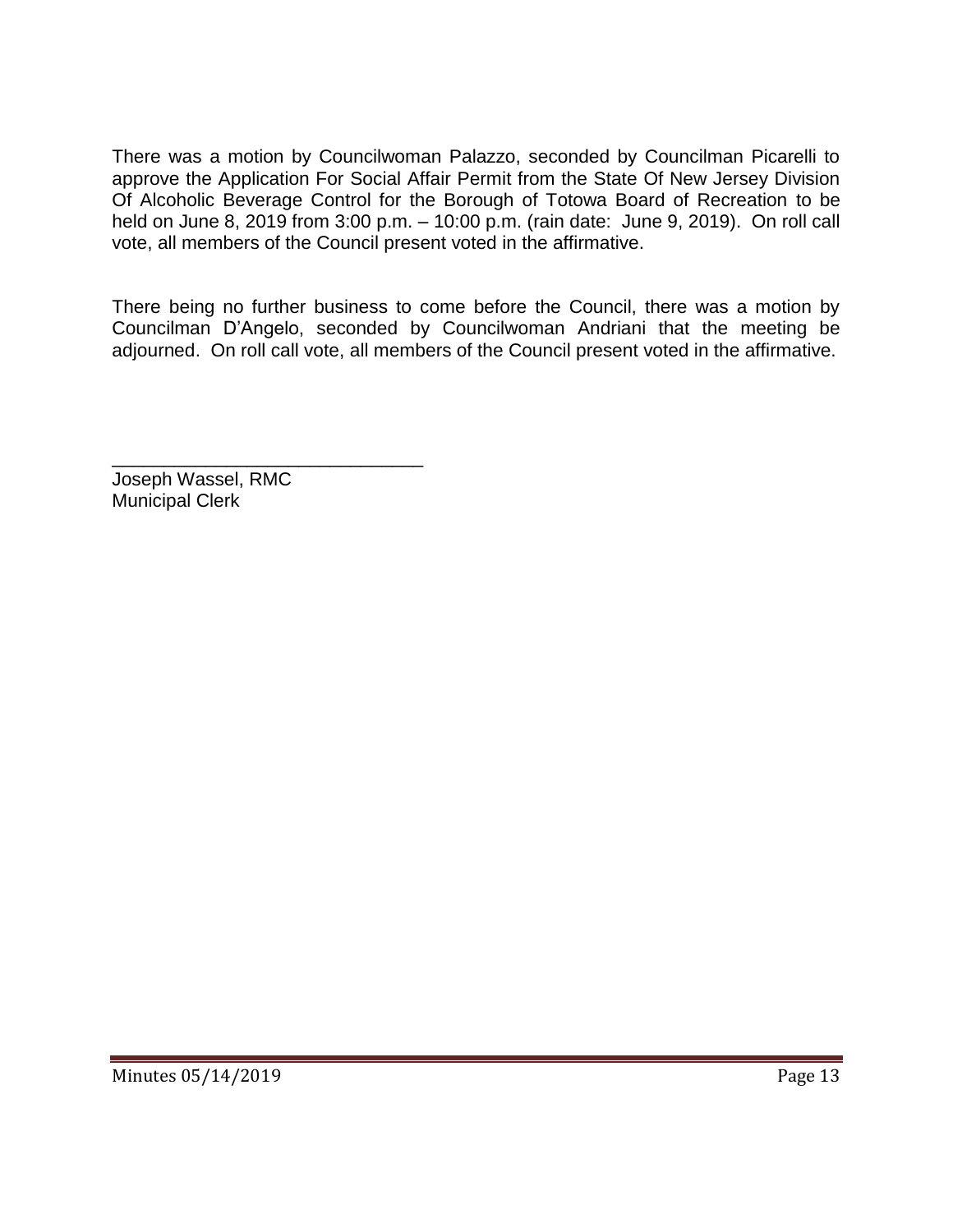There was a motion by Councilwoman Palazzo, seconded by Councilman Picarelli to approve the Application For Social Affair Permit from the State Of New Jersey Division Of Alcoholic Beverage Control for the Borough of Totowa Board of Recreation to be held on June 8, 2019 from 3:00 p.m. – 10:00 p.m. (rain date: June 9, 2019). On roll call vote, all members of the Council present voted in the affirmative.

There being no further business to come before the Council, there was a motion by Councilman D'Angelo, seconded by Councilwoman Andriani that the meeting be adjourned. On roll call vote, all members of the Council present voted in the affirmative.

\_\_\_\_\_\_\_\_\_\_\_\_\_\_\_\_\_\_\_\_\_\_\_\_\_\_\_\_\_\_\_

Joseph Wassel, RMC
Municipal Clerk